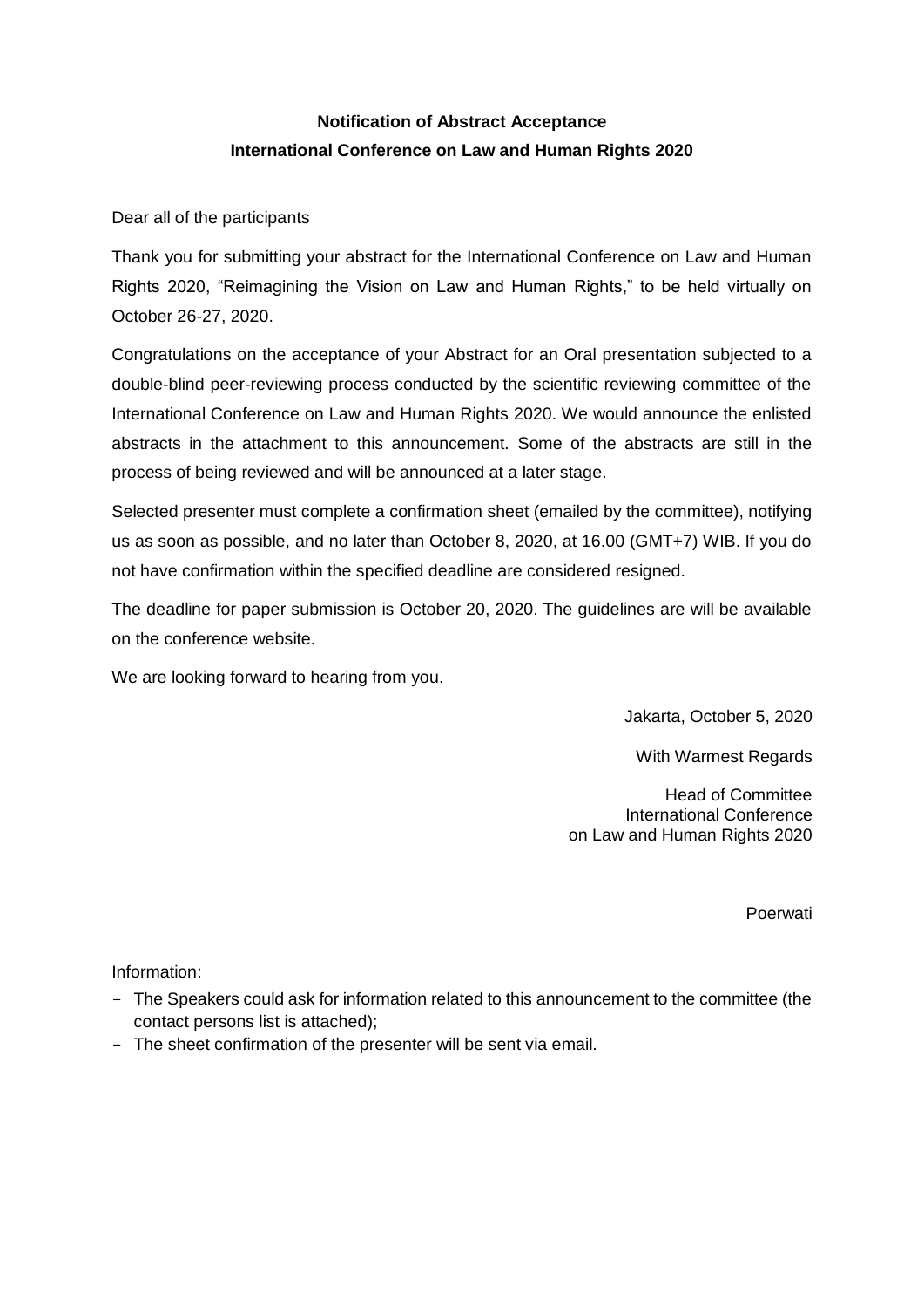# Notification of Abstract Acceptance
## International Conference on Law and Human Rights 2020

Dear all of the participants

Thank you for submitting your abstract for the International Conference on Law and Human Rights 2020, "Reimagining the Vision on Law and Human Rights," to be held virtually on October 26-27, 2020.

Congratulations on the acceptance of your Abstract for an Oral presentation subjected to a double-blind peer-reviewing process conducted by the scientific reviewing committee of the International Conference on Law and Human Rights 2020. We would announce the enlisted abstracts in the attachment to this announcement. Some of the abstracts are still in the process of being reviewed and will be announced at a later stage.

Selected presenter must complete a confirmation sheet (emailed by the committee), notifying us as soon as possible, and no later than October 8, 2020, at 16.00 (GMT+7) WIB. If you do not have confirmation within the specified deadline are considered resigned.

The deadline for paper submission is October 20, 2020. The guidelines are will be available on the conference website.

We are looking forward to hearing from you.

Jakarta, October 5, 2020

With Warmest Regards

Head of Committee
International Conference
on Law and Human Rights 2020

Poerwati

Information:

- The Speakers could ask for information related to this announcement to the committee (the contact persons list is attached);
- The sheet confirmation of the presenter will be sent via email.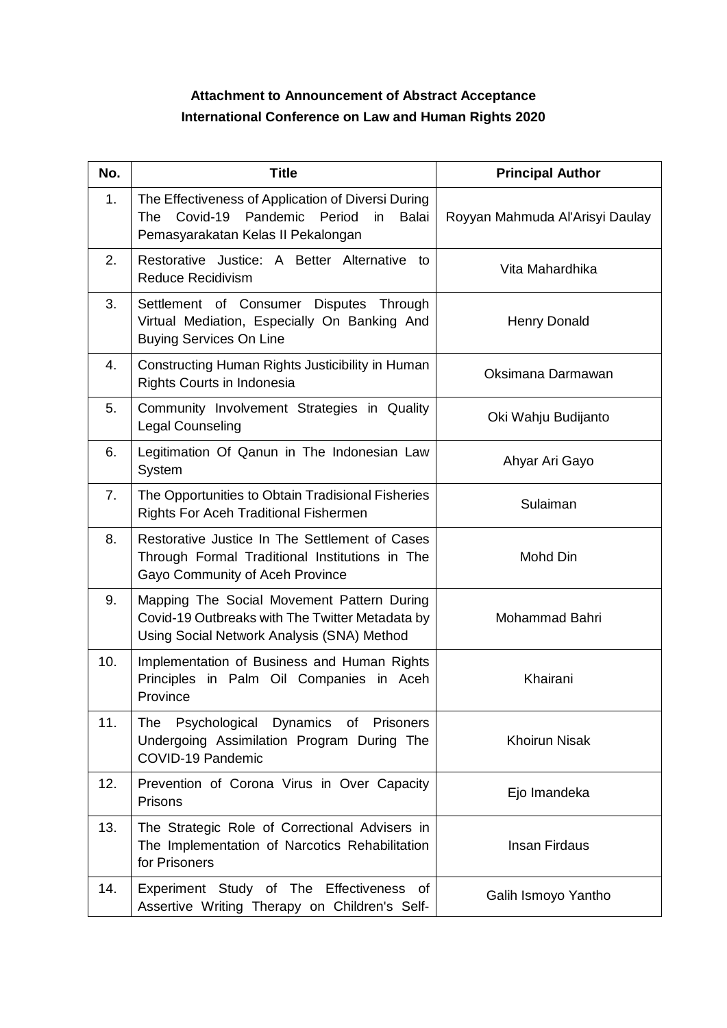**Attachment to Announcement of Abstract Acceptance**
**International Conference on Law and Human Rights 2020**

| No. | Title | Principal Author |
|---|---|---|
| 1. | The Effectiveness of Application of Diversi During The Covid-19 Pandemic Period in Balai Pemasyarakatan Kelas II Pekalongan | Royyan Mahmuda Al'Arisyi Daulay |
| 2. | Restorative Justice: A Better Alternative to Reduce Recidivism | Vita Mahardhika |
| 3. | Settlement of Consumer Disputes Through Virtual Mediation, Especially On Banking And Buying Services On Line | Henry Donald |
| 4. | Constructing Human Rights Justicibility in Human Rights Courts in Indonesia | Oksimana Darmawan |
| 5. | Community Involvement Strategies in Quality Legal Counseling | Oki Wahju Budijanto |
| 6. | Legitimation Of Qanun in The Indonesian Law System | Ahyar Ari Gayo |
| 7. | The Opportunities to Obtain Tradisional Fisheries Rights For Aceh Traditional Fishermen | Sulaiman |
| 8. | Restorative Justice In The Settlement of Cases Through Formal Traditional Institutions in The Gayo Community of Aceh Province | Mohd Din |
| 9. | Mapping The Social Movement Pattern During Covid-19 Outbreaks with The Twitter Metadata by Using Social Network Analysis (SNA) Method | Mohammad Bahri |
| 10. | Implementation of Business and Human Rights Principles in Palm Oil Companies in Aceh Province | Khairani |
| 11. | The Psychological Dynamics of Prisoners Undergoing Assimilation Program During The COVID-19 Pandemic | Khoirun Nisak |
| 12. | Prevention of Corona Virus in Over Capacity Prisons | Ejo Imandeka |
| 13. | The Strategic Role of Correctional Advisers in The Implementation of Narcotics Rehabilitation for Prisoners | Insan Firdaus |
| 14. | Experiment Study of The Effectiveness of Assertive Writing Therapy on Children's Self- | Galih Ismoyo Yantho |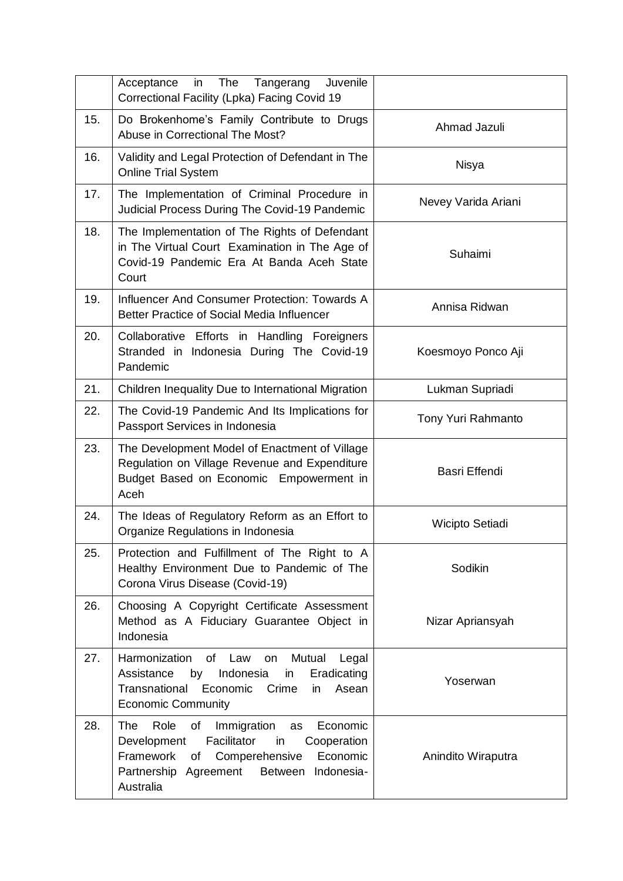| | | |
|---|---|---|
| | Acceptance in The Tangerang Juvenile Correctional Facility (Lpka) Facing Covid 19 | |
| 15. | Do Brokenhome's Family Contribute to Drugs Abuse in Correctional The Most? | Ahmad Jazuli |
| 16. | Validity and Legal Protection of Defendant in The Online Trial System | Nisya |
| 17. | The Implementation of Criminal Procedure in Judicial Process During The Covid-19 Pandemic | Nevey Varida Ariani |
| 18. | The Implementation of The Rights of Defendant in The Virtual Court Examination in The Age of Covid-19 Pandemic Era At Banda Aceh State Court | Suhaimi |
| 19. | Influencer And Consumer Protection: Towards A Better Practice of Social Media Influencer | Annisa Ridwan |
| 20. | Collaborative Efforts in Handling Foreigners Stranded in Indonesia During The Covid-19 Pandemic | Koesmoyo Ponco Aji |
| 21. | Children Inequality Due to International Migration | Lukman Supriadi |
| 22. | The Covid-19 Pandemic And Its Implications for Passport Services in Indonesia | Tony Yuri Rahmanto |
| 23. | The Development Model of Enactment of Village Regulation on Village Revenue and Expenditure Budget Based on Economic Empowerment in Aceh | Basri Effendi |
| 24. | The Ideas of Regulatory Reform as an Effort to Organize Regulations in Indonesia | Wicipto Setiadi |
| 25. | Protection and Fulfillment of The Right to A Healthy Environment Due to Pandemic of The Corona Virus Disease (Covid-19) | Sodikin |
| 26. | Choosing A Copyright Certificate Assessment Method as A Fiduciary Guarantee Object in Indonesia | Nizar Apriansyah |
| 27. | Harmonization of Law on Mutual Legal Assistance by Indonesia in Eradicating Transnational Economic Crime in Asean Economic Community | Yoserwan |
| 28. | The Role of Immigration as Economic Development Facilitator in Cooperation Framework of Comperehensive Economic Partnership Agreement Between Indonesia-Australia | Anindito Wiraputra |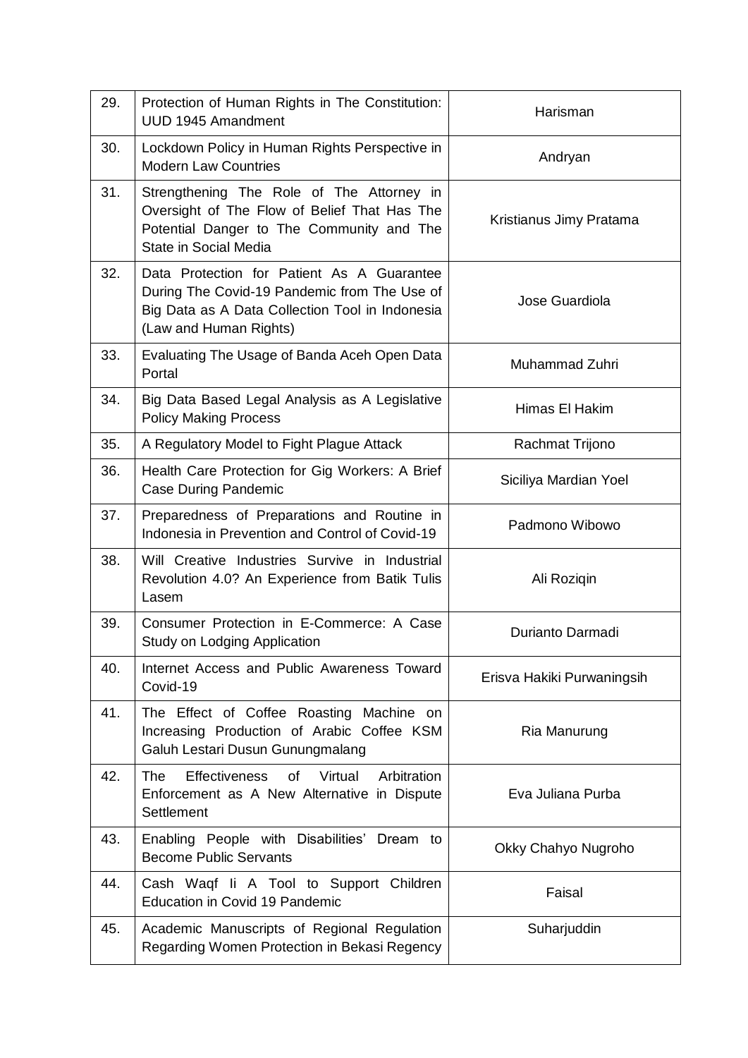| | | |
|---|---|---|
| 29. | Protection of Human Rights in The Constitution: UUD 1945 Amandment | Harisman |
| 30. | Lockdown Policy in Human Rights Perspective in Modern Law Countries | Andryan |
| 31. | Strengthening The Role of The Attorney in Oversight of The Flow of Belief That Has The Potential Danger to The Community and The State in Social Media | Kristianus Jimy Pratama |
| 32. | Data Protection for Patient As A Guarantee During The Covid-19 Pandemic from The Use of Big Data as A Data Collection Tool in Indonesia (Law and Human Rights) | Jose Guardiola |
| 33. | Evaluating The Usage of Banda Aceh Open Data Portal | Muhammad Zuhri |
| 34. | Big Data Based Legal Analysis as A Legislative Policy Making Process | Himas El Hakim |
| 35. | A Regulatory Model to Fight Plague Attack | Rachmat Trijono |
| 36. | Health Care Protection for Gig Workers: A Brief Case During Pandemic | Siciliya Mardian Yoel |
| 37. | Preparedness of Preparations and Routine in Indonesia in Prevention and Control of Covid-19 | Padmono Wibowo |
| 38. | Will Creative Industries Survive in Industrial Revolution 4.0? An Experience from Batik Tulis Lasem | Ali Roziqin |
| 39. | Consumer Protection in E-Commerce: A Case Study on Lodging Application | Durianto Darmadi |
| 40. | Internet Access and Public Awareness Toward Covid-19 | Erisva Hakiki Purwaningsih |
| 41. | The Effect of Coffee Roasting Machine on Increasing Production of Arabic Coffee KSM Galuh Lestari Dusun Gunungmalang | Ria Manurung |
| 42. | The Effectiveness of Virtual Arbitration Enforcement as A New Alternative in Dispute Settlement | Eva Juliana Purba |
| 43. | Enabling People with Disabilities' Dream to Become Public Servants | Okky Chahyo Nugroho |
| 44. | Cash Waqf Ii A Tool to Support Children Education in Covid 19 Pandemic | Faisal |
| 45. | Academic Manuscripts of Regional Regulation Regarding Women Protection in Bekasi Regency | Suharjuddin |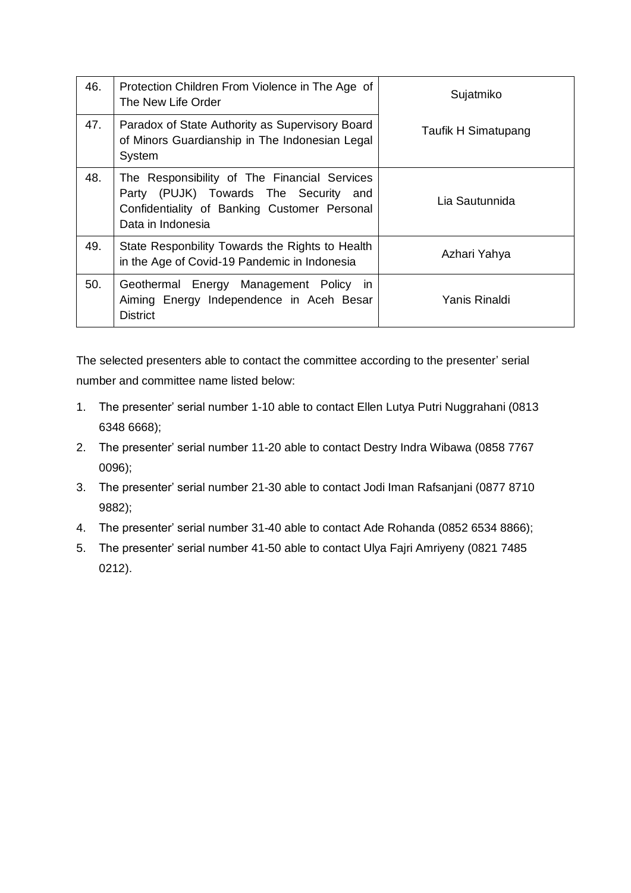| | | |
|---|---|---|
| 46. | Protection Children From Violence in The Age of The New Life Order | Sujatmiko |
| 47. | Paradox of State Authority as Supervisory Board of Minors Guardianship in The Indonesian Legal System | Taufik H Simatupang |
| 48. | The Responsibility of The Financial Services Party (PUJK) Towards The Security and Confidentiality of Banking Customer Personal Data in Indonesia | Lia Sautunnida |
| 49. | State Responbility Towards the Rights to Health in the Age of Covid-19 Pandemic in Indonesia | Azhari Yahya |
| 50. | Geothermal Energy Management Policy in Aiming Energy Independence in Aceh Besar District | Yanis Rinaldi |

The selected presenters able to contact the committee according to the presenter' serial number and committee name listed below:

1. The presenter' serial number 1-10 able to contact Ellen Lutya Putri Nuggrahani (0813 6348 6668);
2. The presenter' serial number 11-20 able to contact Destry Indra Wibawa (0858 7767 0096);
3. The presenter' serial number 21-30 able to contact Jodi Iman Rafsanjani (0877 8710 9882);
4. The presenter' serial number 31-40 able to contact Ade Rohanda (0852 6534 8866);
5. The presenter' serial number 41-50 able to contact Ulya Fajri Amriyeny (0821 7485 0212).